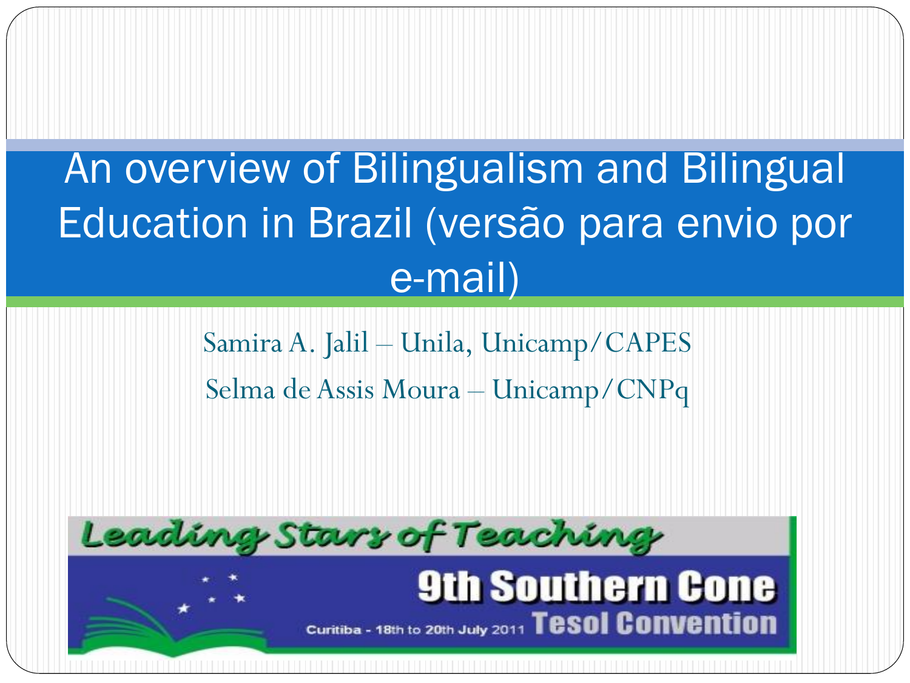# An overview of Bilingualism and Bilingual Education in Brazil (versão para envio por e-mail)

Samira A. Jalil – Unila, Unicamp/CAPES

Selma de Assis Moura – Unicamp/CNPq

Leading Stars of Teaching

9th Southern Cone Tesol Convention

Curitiba - 18th to 20th July 2011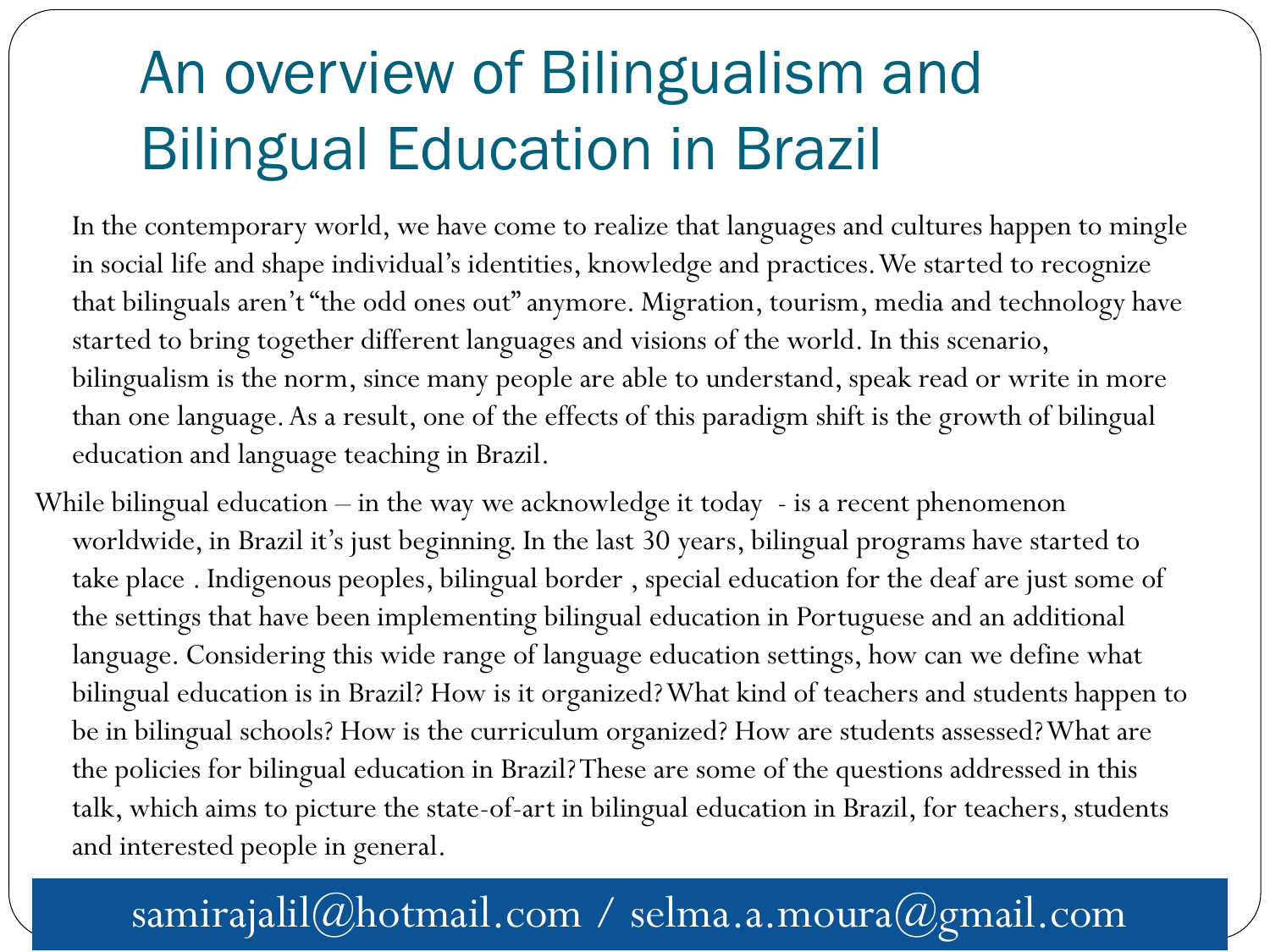# An overview of Bilingualism and Bilingual Education in Brazil

In the contemporary world, we have come to realize that languages and cultures happen to mingle in social life and shape individual's identities, knowledge and practices. We started to recognize that bilinguals aren't "the odd ones out" anymore. Migration, tourism, media and technology have started to bring together different languages and visions of the world. In this scenario, bilingualism is the norm, since many people are able to understand, speak read or write in more than one language. As a result, one of the effects of this paradigm shift is the growth of bilingual education and language teaching in Brazil.

While bilingual education – in the way we acknowledge it today - is a recent phenomenon worldwide, in Brazil it's just beginning. In the last 30 years, bilingual programs have started to take place . Indigenous peoples, bilingual border , special education for the deaf are just some of the settings that have been implementing bilingual education in Portuguese and an additional language. Considering this wide range of language education settings, how can we define what bilingual education is in Brazil? How is it organized? What kind of teachers and students happen to be in bilingual schools? How is the curriculum organized? How are students assessed? What are the policies for bilingual education in Brazil? These are some of the questions addressed in this talk, which aims to picture the state-of-art in bilingual education in Brazil, for teachers, students and interested people in general.

samirajalil@hotmail.com / selma.a.moura@gmail.com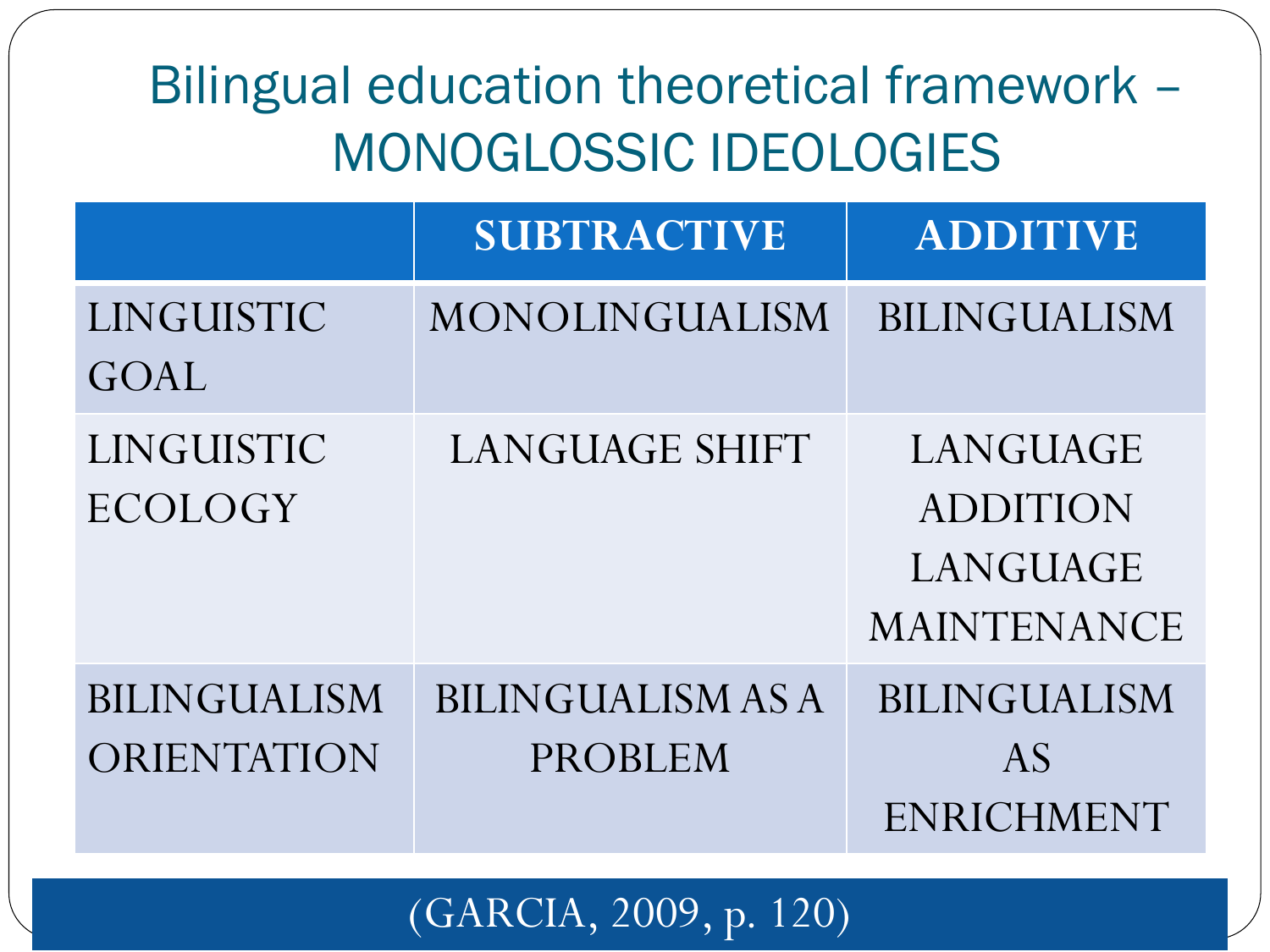# Bilingual education theoretical framework – MONOGLOSSIC IDEOLOGIES

| | SUBTRACTIVE | ADDITIVE |
|---|---|---|
| LINGUISTIC GOAL | MONOLINGUALISM | BILINGUALISM |
| LINGUISTIC ECOLOGY | LANGUAGE SHIFT | LANGUAGE ADDITION LANGUAGE MAINTENANCE |
| BILINGUALISM ORIENTATION | BILINGUALISM AS A PROBLEM | BILINGUALISM AS ENRICHMENT |

(GARCIA, 2009, p. 120)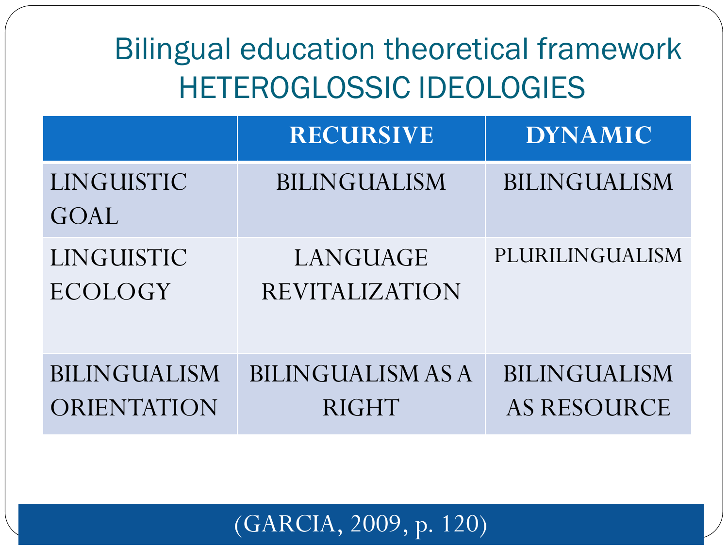# Bilingual education theoretical framework HETEROGLOSSIC IDEOLOGIES

| | RECURSIVE | DYNAMIC |
|---|---|---|
| LINGUISTIC GOAL | BILINGUALISM | BILINGUALISM |
| LINGUISTIC ECOLOGY | LANGUAGE REVITALIZATION | PLURILINGUALISM |
| BILINGUALISM ORIENTATION | BILINGUALISM AS A RIGHT | BILINGUALISM AS RESOURCE |

(GARCIA, 2009, p. 120)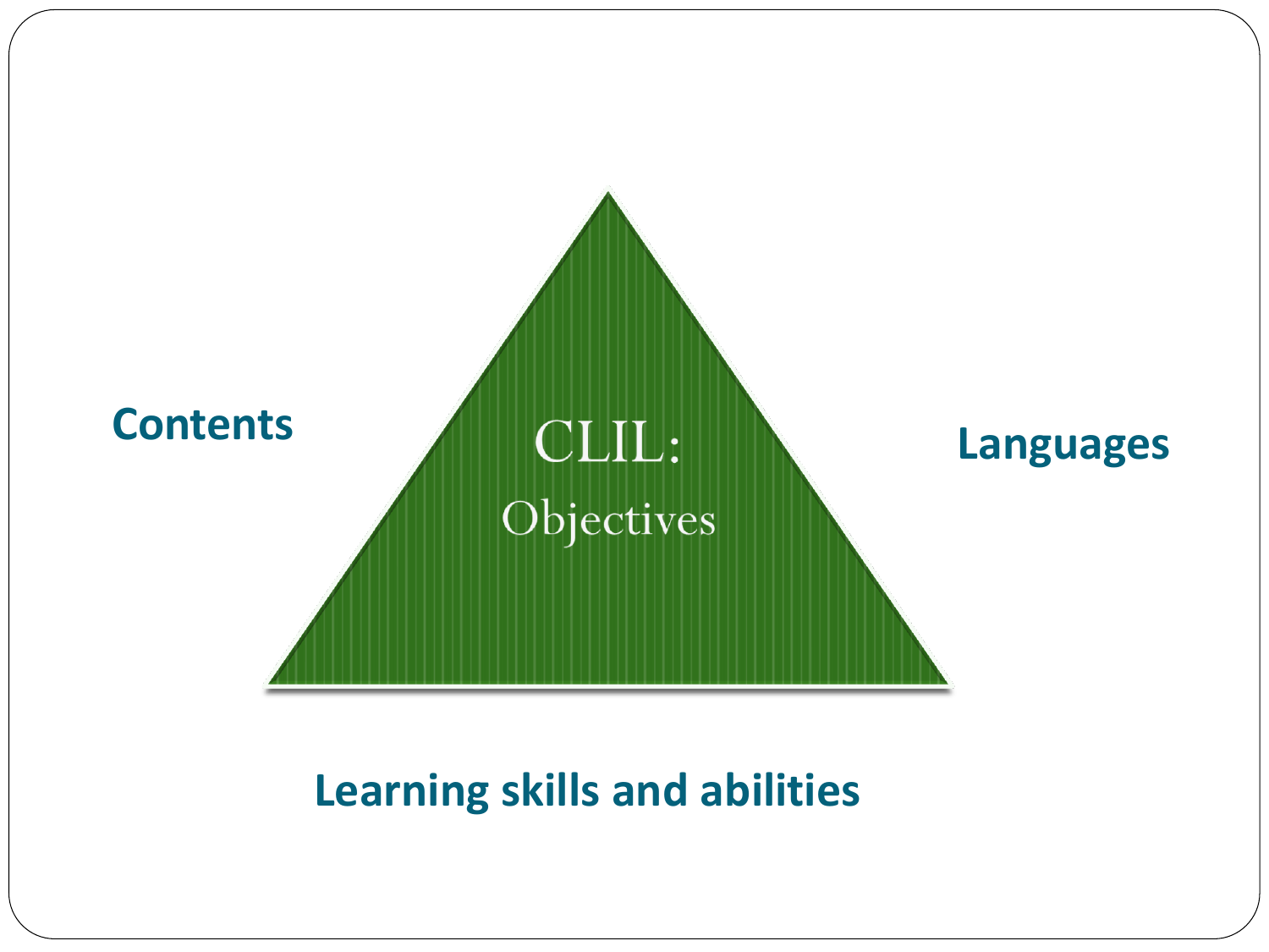CLIL:
Objectives

Contents

Languages

Learning skills and abilities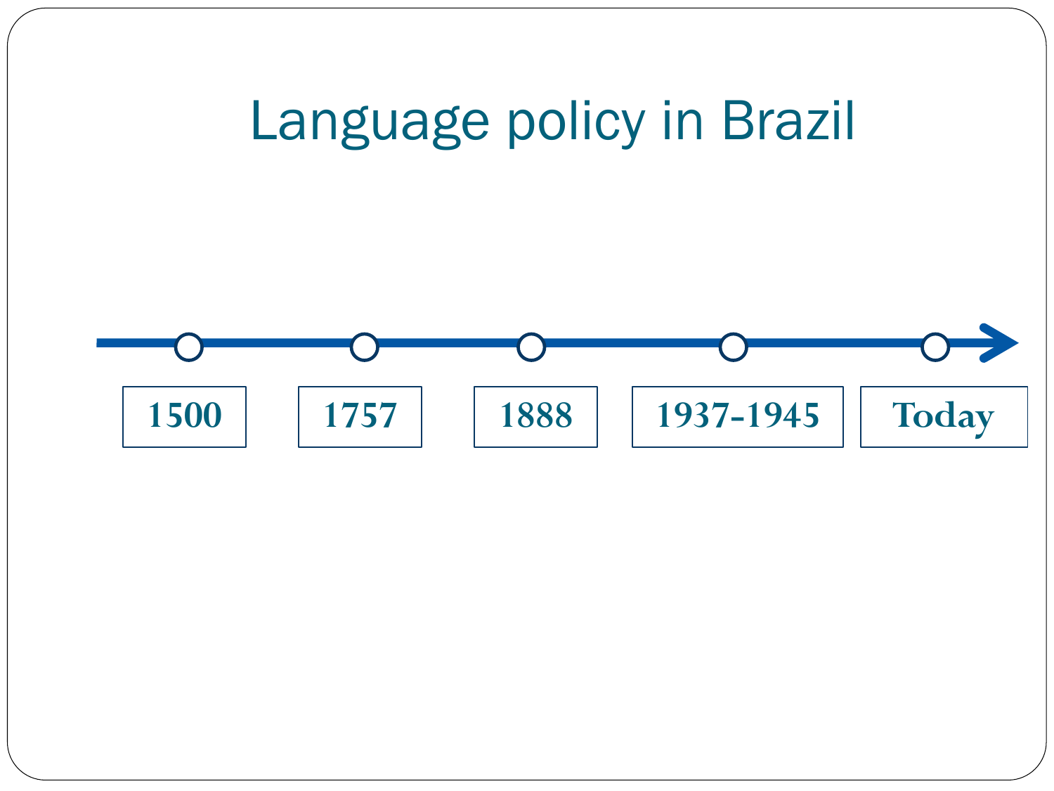# Language policy in Brazil

1500 | 1757 | 1888 | 1937-1945 | Today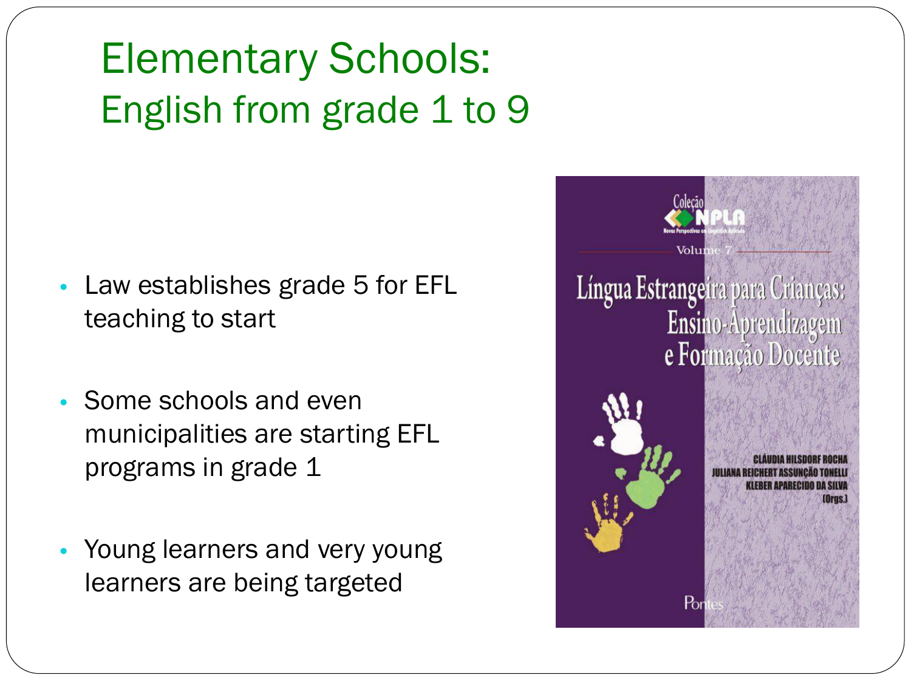# Elementary Schools:
## English from grade 1 to 9

- Law establishes grade 5 for EFL teaching to start
- Some schools and even municipalities are starting EFL programs in grade 1
- Young learners and very young learners are being targeted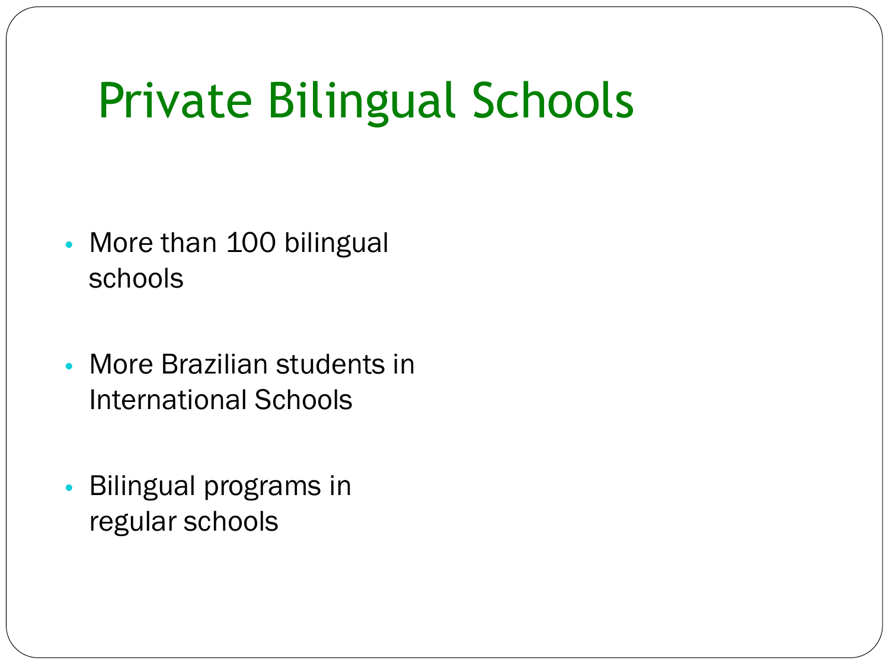# Private Bilingual Schools

- More than 100 bilingual schools
- More Brazilian students in International Schools
- Bilingual programs in regular schools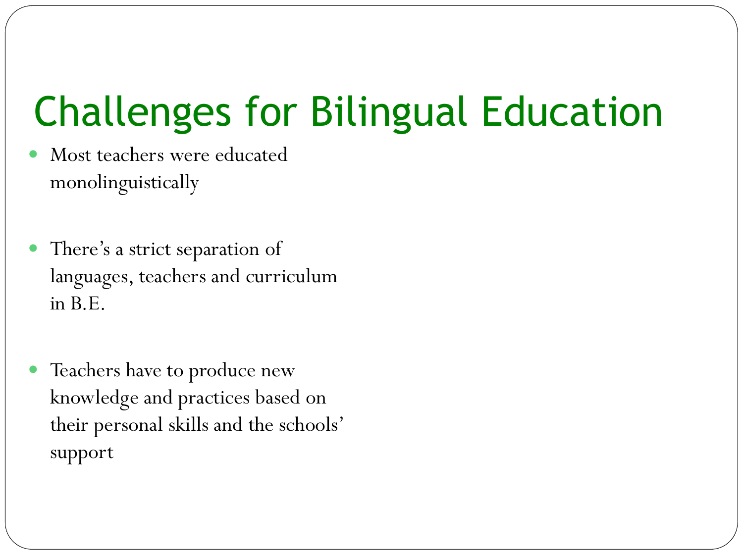# Challenges for Bilingual Education

- Most teachers were educated monolinguistically
- There's a strict separation of languages, teachers and curriculum in B.E.
- Teachers have to produce new knowledge and practices based on their personal skills and the schools' support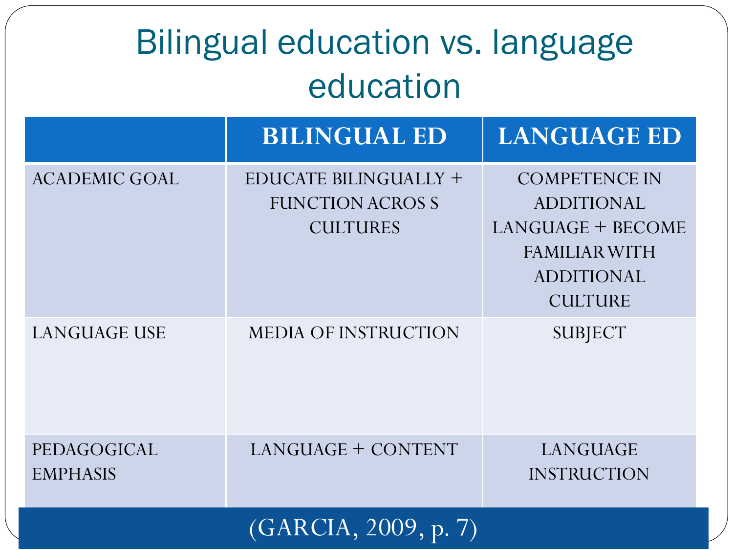# Bilingual education vs. language education

| | BILINGUAL ED | LANGUAGE ED |
|---|---|---|
| ACADEMIC GOAL | EDUCATE BILINGUALLY + FUNCTION ACROS S CULTURES | COMPETENCE IN ADDITIONAL LANGUAGE + BECOME FAMILIAR WITH ADDITIONAL CULTURE |
| LANGUAGE USE | MEDIA OF INSTRUCTION | SUBJECT |
| PEDAGOGICAL EMPHASIS | LANGUAGE + CONTENT | LANGUAGE INSTRUCTION |

(GARCIA, 2009, p. 7)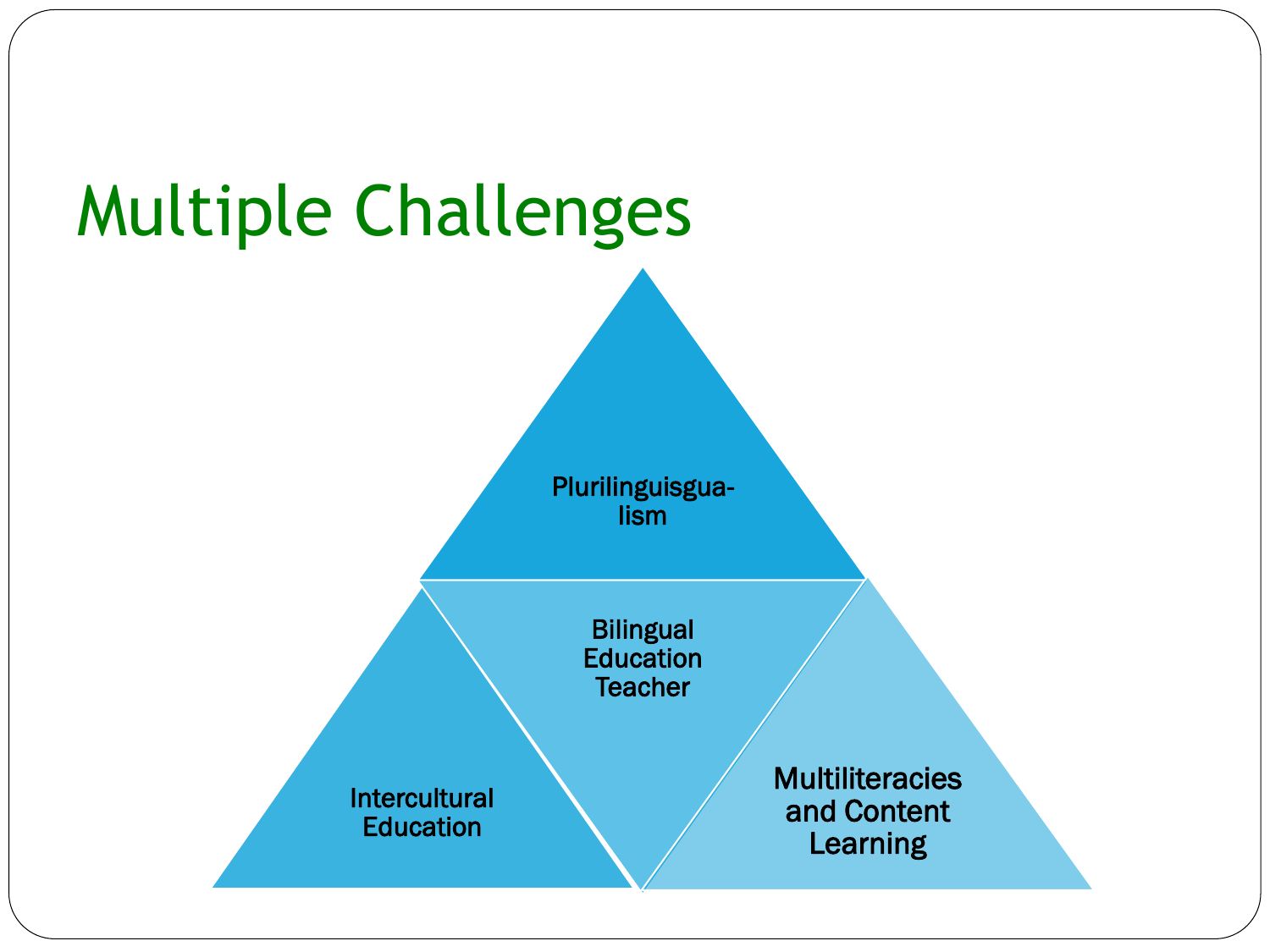# Multiple Challenges

Plurilinguisgua-lism

Bilingual Education Teacher

Intercultural Education

Multiliteracies and Content Learning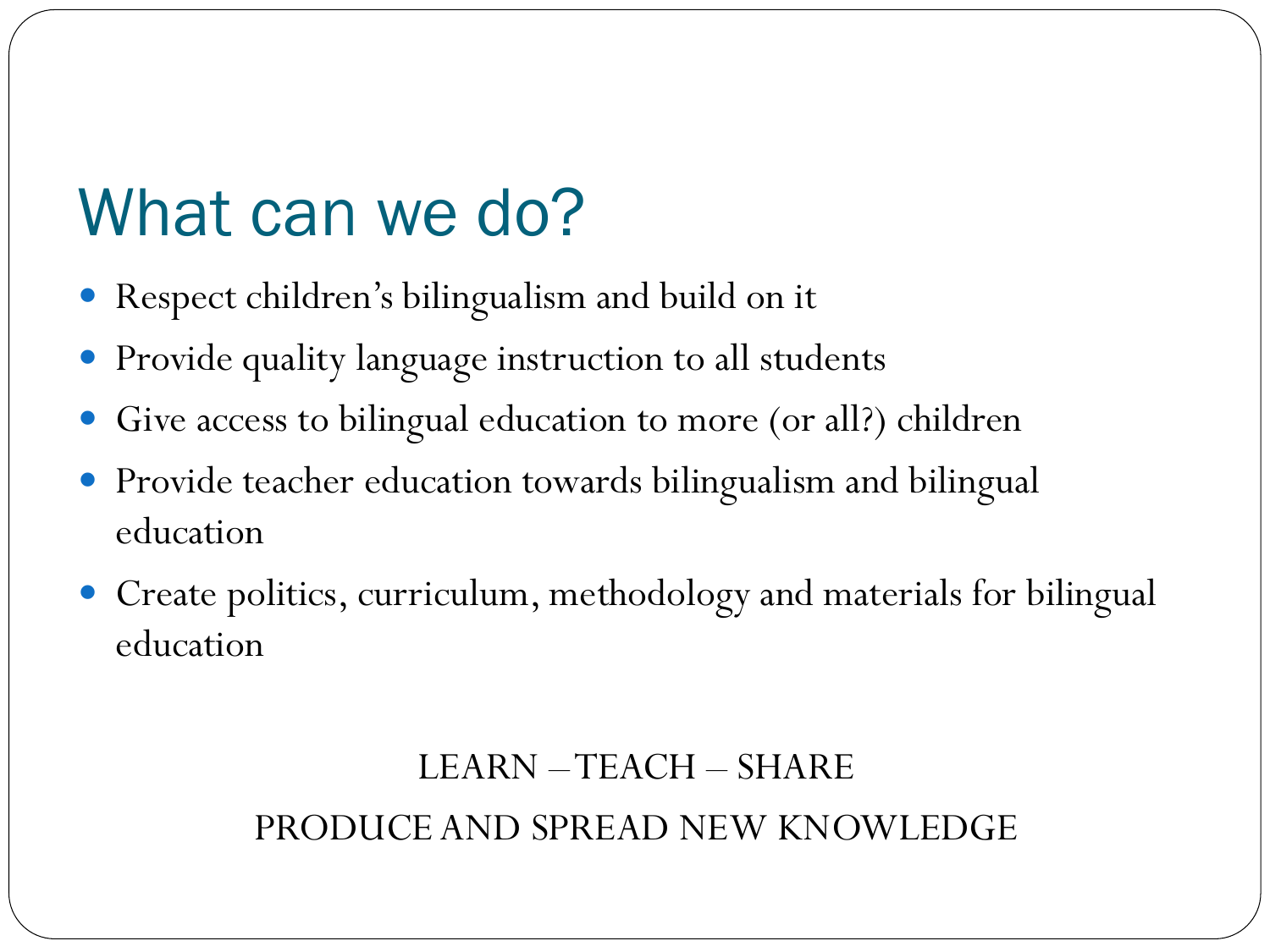# What can we do?

- Respect children's bilingualism and build on it
- Provide quality language instruction to all students
- Give access to bilingual education to more (or all?) children
- Provide teacher education towards bilingualism and bilingual education
- Create politics, curriculum, methodology and materials for bilingual education

LEARN – TEACH – SHARE

PRODUCE AND SPREAD NEW KNOWLEDGE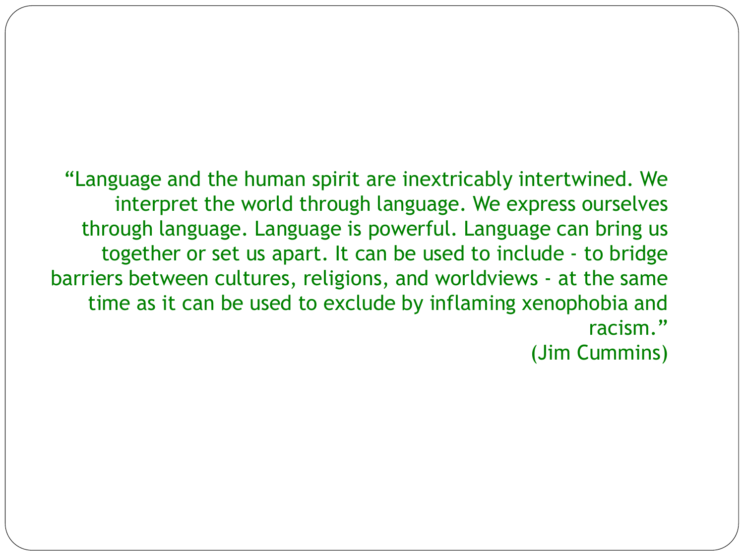"Language and the human spirit are inextricably intertwined. We interpret the world through language. We express ourselves through language. Language is powerful. Language can bring us together or set us apart. It can be used to include - to bridge barriers between cultures, religions, and worldviews - at the same time as it can be used to exclude by inflaming xenophobia and racism."

(Jim Cummins)